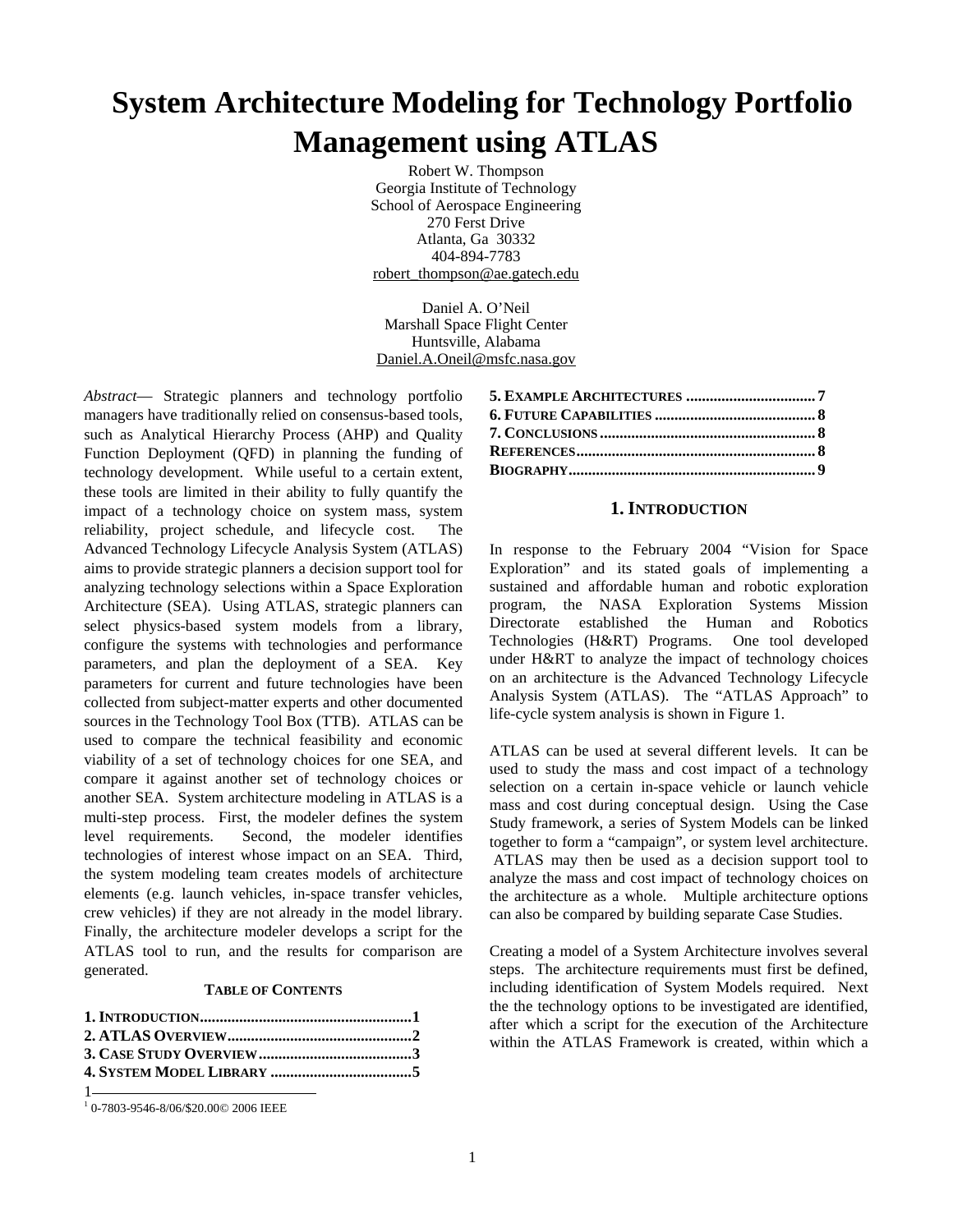# System Architecture Modeling for Technology Portfolio Management using ATLAS

Robert W. Thompson
Georgia Institute of Technology
School of Aerospace Engineering
270 Ferst Drive
Atlanta, Ga 30332
404-894-7783
robert_thompson@ae.gatech.edu

Daniel A. O'Neil
Marshall Space Flight Center
Huntsville, Alabama
Daniel.A.Oneil@msfc.nasa.gov

*Abstract*— Strategic planners and technology portfolio managers have traditionally relied on consensus-based tools, such as Analytical Hierarchy Process (AHP) and Quality Function Deployment (QFD) in planning the funding of technology development. While useful to a certain extent, these tools are limited in their ability to fully quantify the impact of a technology choice on system mass, system reliability, project schedule, and lifecycle cost. The Advanced Technology Lifecycle Analysis System (ATLAS) aims to provide strategic planners a decision support tool for analyzing technology selections within a Space Exploration Architecture (SEA). Using ATLAS, strategic planners can select physics-based system models from a library, configure the systems with technologies and performance parameters, and plan the deployment of a SEA. Key parameters for current and future technologies have been collected from subject-matter experts and other documented sources in the Technology Tool Box (TTB). ATLAS can be used to compare the technical feasibility and economic viability of a set of technology choices for one SEA, and compare it against another set of technology choices or another SEA. System architecture modeling in ATLAS is a multi-step process. First, the modeler defines the system level requirements. Second, the modeler identifies technologies of interest whose impact on an SEA. Third, the system modeling team creates models of architecture elements (e.g. launch vehicles, in-space transfer vehicles, crew vehicles) if they are not already in the model library. Finally, the architecture modeler develops a script for the ATLAS tool to run, and the results for comparison are generated.

**TABLE OF CONTENTS**

**1. INTRODUCTION......1**
**2. ATLAS OVERVIEW......2**
**3. CASE STUDY OVERVIEW......3**
**4. SYSTEM MODEL LIBRARY......5**
**5. EXAMPLE ARCHITECTURES......7**
**6. FUTURE CAPABILITIES......8**
**7. CONCLUSIONS......8**
**REFERENCES......8**
**BIOGRAPHY......9**

## 1. INTRODUCTION

In response to the February 2004 "Vision for Space Exploration" and its stated goals of implementing a sustained and affordable human and robotic exploration program, the NASA Exploration Systems Mission Directorate established the Human and Robotics Technologies (H&RT) Programs. One tool developed under H&RT to analyze the impact of technology choices on an architecture is the Advanced Technology Lifecycle Analysis System (ATLAS). The "ATLAS Approach" to life-cycle system analysis is shown in Figure 1.

ATLAS can be used at several different levels. It can be used to study the mass and cost impact of a technology selection on a certain in-space vehicle or launch vehicle mass and cost during conceptual design. Using the Case Study framework, a series of System Models can be linked together to form a "campaign", or system level architecture. ATLAS may then be used as a decision support tool to analyze the mass and cost impact of technology choices on the architecture as a whole. Multiple architecture options can also be compared by building separate Case Studies.

Creating a model of a System Architecture involves several steps. The architecture requirements must first be defined, including identification of System Models required. Next the the technology options to be investigated are identified, after which a script for the execution of the Architecture within the ATLAS Framework is created, within which a

[1] 0-7803-9546-8/06/$20.00© 2006 IEEE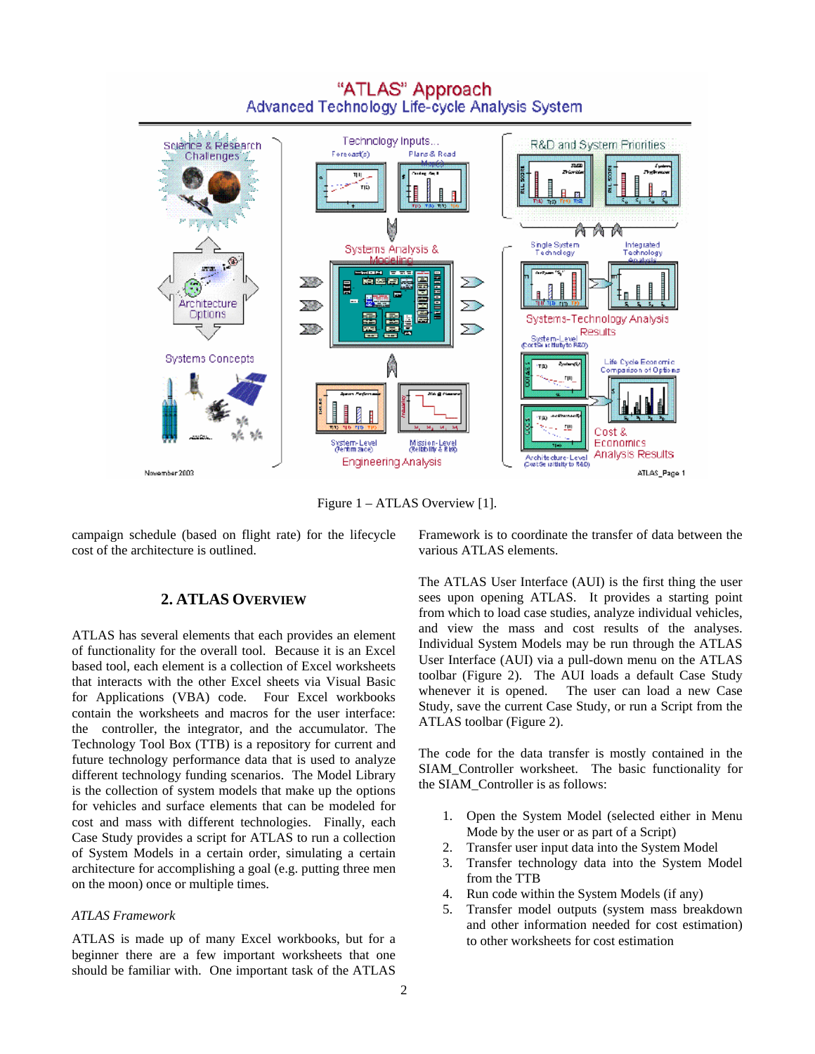Figure 1 – ATLAS Overview [1].

campaign schedule (based on flight rate) for the lifecycle cost of the architecture is outlined.

## 2. ATLAS OVERVIEW

ATLAS has several elements that each provides an element of functionality for the overall tool. Because it is an Excel based tool, each element is a collection of Excel worksheets that interacts with the other Excel sheets via Visual Basic for Applications (VBA) code. Four Excel workbooks contain the worksheets and macros for the user interface: the controller, the integrator, and the accumulator. The Technology Tool Box (TTB) is a repository for current and future technology performance data that is used to analyze different technology funding scenarios. The Model Library is the collection of system models that make up the options for vehicles and surface elements that can be modeled for cost and mass with different technologies. Finally, each Case Study provides a script for ATLAS to run a collection of System Models in a certain order, simulating a certain architecture for accomplishing a goal (e.g. putting three men on the moon) once or multiple times.

*ATLAS Framework*

ATLAS is made up of many Excel workbooks, but for a beginner there are a few important worksheets that one should be familiar with. One important task of the ATLAS Framework is to coordinate the transfer of data between the various ATLAS elements.

The ATLAS User Interface (AUI) is the first thing the user sees upon opening ATLAS. It provides a starting point from which to load case studies, analyze individual vehicles, and view the mass and cost results of the analyses. Individual System Models may be run through the ATLAS User Interface (AUI) via a pull-down menu on the ATLAS toolbar (Figure 2). The AUI loads a default Case Study whenever it is opened. The user can load a new Case Study, save the current Case Study, or run a Script from the ATLAS toolbar (Figure 2).

The code for the data transfer is mostly contained in the SIAM_Controller worksheet. The basic functionality for the SIAM_Controller is as follows:

1. Open the System Model (selected either in Menu Mode by the user or as part of a Script)
2. Transfer user input data into the System Model
3. Transfer technology data into the System Model from the TTB
4. Run code within the System Models (if any)
5. Transfer model outputs (system mass breakdown and other information needed for cost estimation) to other worksheets for cost estimation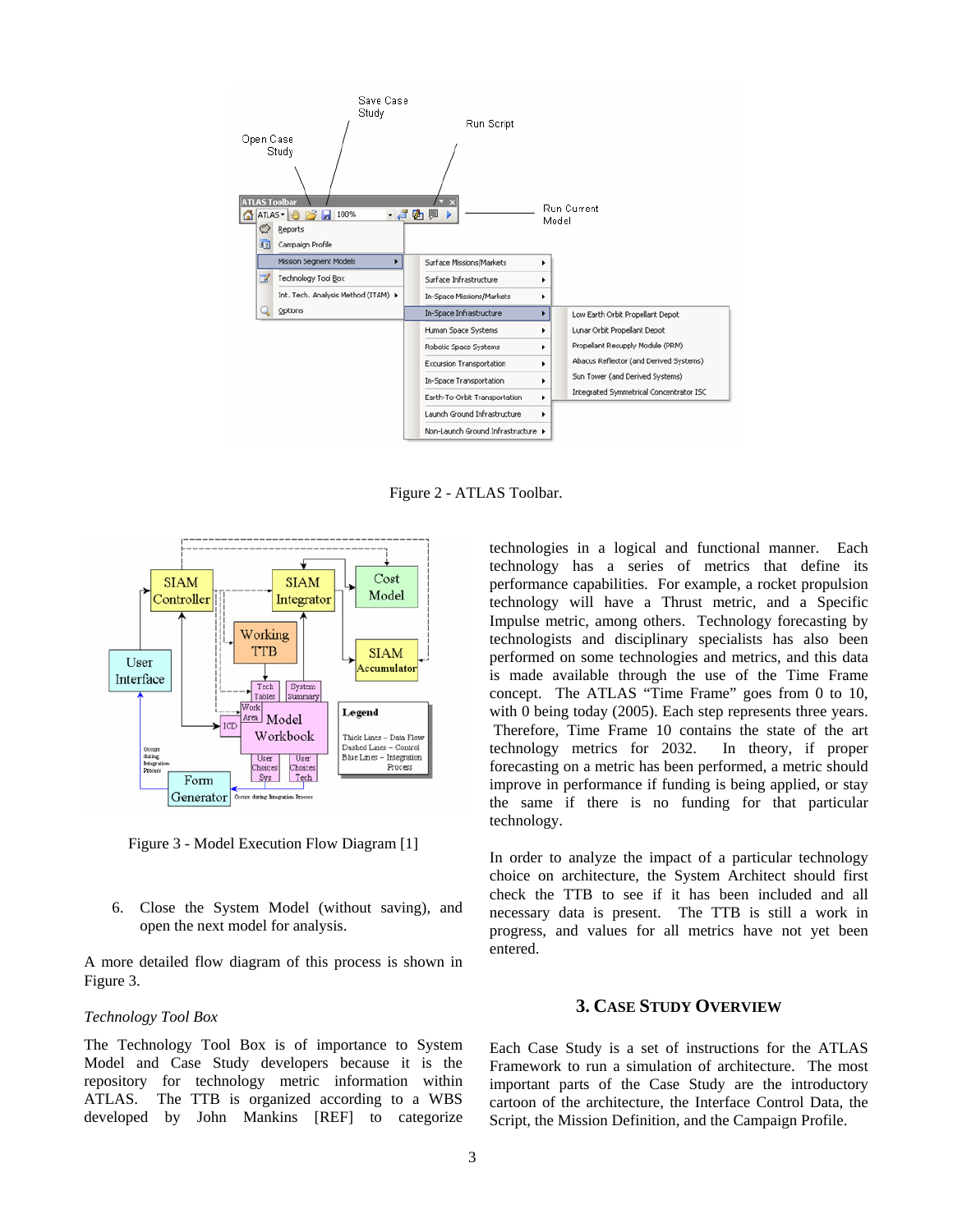Figure 2 - ATLAS Toolbar.

Figure 3 - Model Execution Flow Diagram [1]

6. Close the System Model (without saving), and open the next model for analysis.

A more detailed flow diagram of this process is shown in Figure 3.

*Technology Tool Box*

The Technology Tool Box is of importance to System Model and Case Study developers because it is the repository for technology metric information within ATLAS. The TTB is organized according to a WBS developed by John Mankins [REF] to categorize technologies in a logical and functional manner. Each technology has a series of metrics that define its performance capabilities. For example, a rocket propulsion technology will have a Thrust metric, and a Specific Impulse metric, among others. Technology forecasting by technologists and disciplinary specialists has also been performed on some technologies and metrics, and this data is made available through the use of the Time Frame concept. The ATLAS "Time Frame" goes from 0 to 10, with 0 being today (2005). Each step represents three years. Therefore, Time Frame 10 contains the state of the art technology metrics for 2032. In theory, if proper forecasting on a metric has been performed, a metric should improve in performance if funding is being applied, or stay the same if there is no funding for that particular technology.

In order to analyze the impact of a particular technology choice on architecture, the System Architect should first check the TTB to see if it has been included and all necessary data is present. The TTB is still a work in progress, and values for all metrics have not yet been entered.

## 3. Case Study Overview

Each Case Study is a set of instructions for the ATLAS Framework to run a simulation of architecture. The most important parts of the Case Study are the introductory cartoon of the architecture, the Interface Control Data, the Script, the Mission Definition, and the Campaign Profile.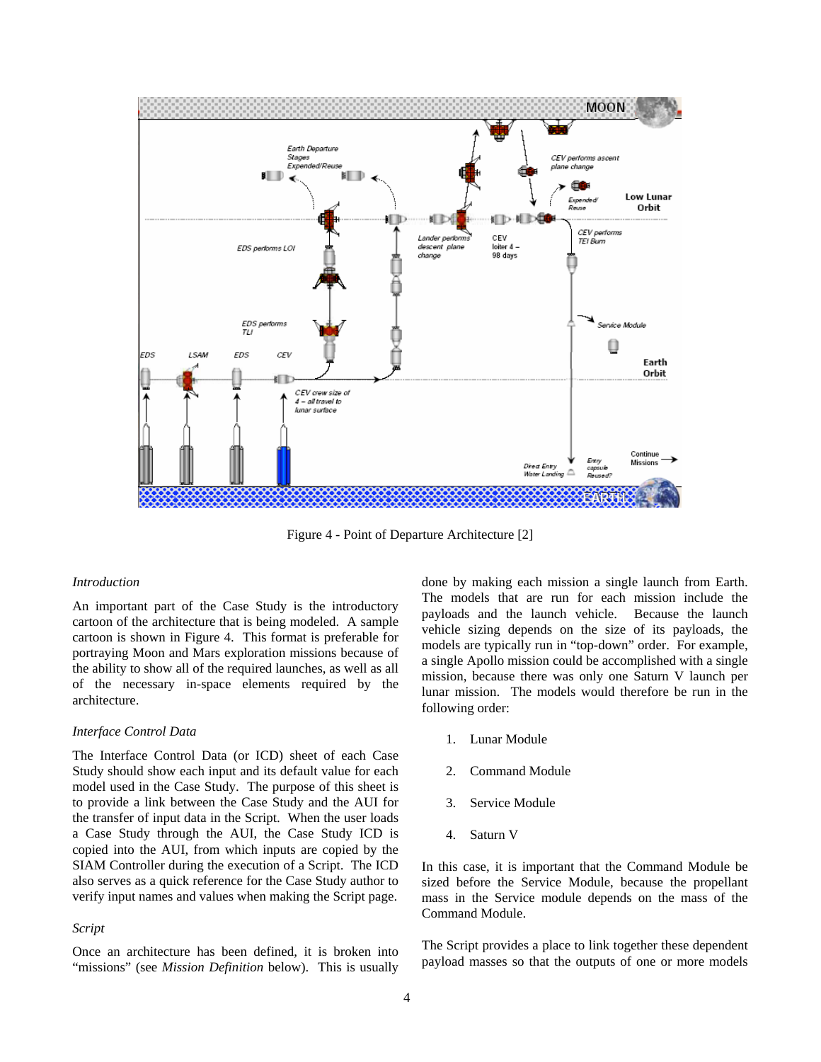Figure 4 - Point of Departure Architecture [2]

*Introduction*

An important part of the Case Study is the introductory cartoon of the architecture that is being modeled. A sample cartoon is shown in Figure 4. This format is preferable for portraying Moon and Mars exploration missions because of the ability to show all of the required launches, as well as all of the necessary in-space elements required by the architecture.

*Interface Control Data*

The Interface Control Data (or ICD) sheet of each Case Study should show each input and its default value for each model used in the Case Study. The purpose of this sheet is to provide a link between the Case Study and the AUI for the transfer of input data in the Script. When the user loads a Case Study through the AUI, the Case Study ICD is copied into the AUI, from which inputs are copied by the SIAM Controller during the execution of a Script. The ICD also serves as a quick reference for the Case Study author to verify input names and values when making the Script page.

*Script*

Once an architecture has been defined, it is broken into "missions" (see *Mission Definition* below). This is usually done by making each mission a single launch from Earth. The models that are run for each mission include the payloads and the launch vehicle. Because the launch vehicle sizing depends on the size of its payloads, the models are typically run in "top-down" order. For example, a single Apollo mission could be accomplished with a single mission, because there was only one Saturn V launch per lunar mission. The models would therefore be run in the following order:

1. Lunar Module
2. Command Module
3. Service Module
4. Saturn V

In this case, it is important that the Command Module be sized before the Service Module, because the propellant mass in the Service module depends on the mass of the Command Module.

The Script provides a place to link together these dependent payload masses so that the outputs of one or more models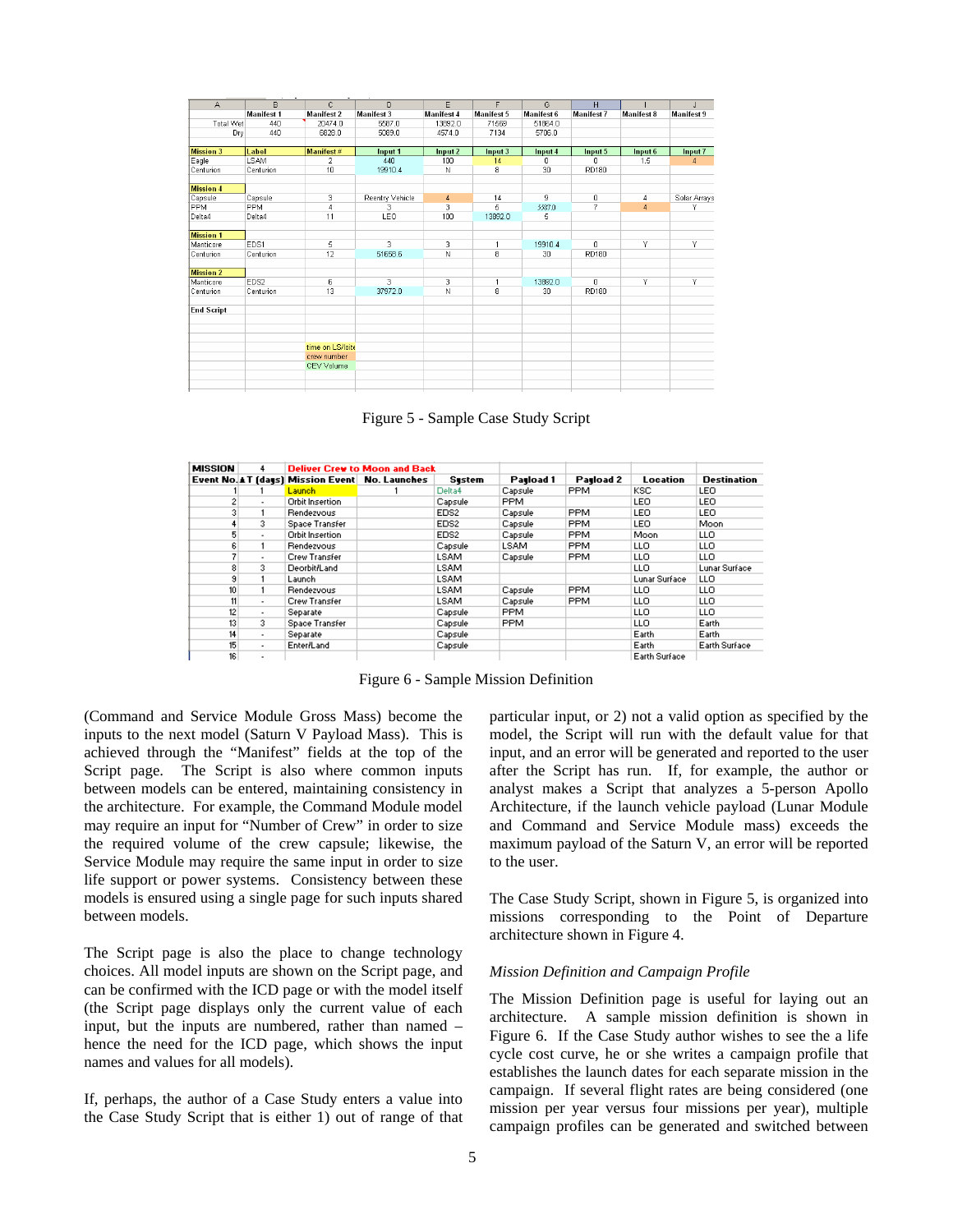|   | A | B | C | D | E | F | G | H | I | J |
|---|---|---|---|---|---|---|---|---|---|---|
|   |   | Manifest 1 | Manifest 2 | Manifest 3 | Manifest 4 | Manifest 5 | Manifest 6 | Manifest 7 | Manifest 8 | Manifest 9 |
|   | Total Wet | 440 | 20474.0 | 5587.0 | 13892.0 | 71569 | 51864.0 |   |   |   |
|   | Dry | 440 | 6829.0 | 5089.0 | 4574.0 | 7134 | 5706.0 |   |   |   |
|   |   |   |   |   |   |   |   |   |   |   |
|   | Mission 3 | Label | Manifest # | Input 1 | Input 2 | Input 3 | Input 4 | Input 5 | Input 6 | Input 7 |
|   | Eagle | LSAM | 2 | 440 | 100 | 14 | 0 | 0 | 1.5 | 4 |
|   | Centurion | Centurion | 10 | 19910.4 | N | 8 | 30 | RD180 |   |   |
|   |   |   |   |   |   |   |   |   |   |   |
|   | Mission 4 |   |   |   |   |   |   |   |   |   |
|   | Capsule | Capsule | 3 | Reentry Vehicle | 4 | 14 | 9 | 0 | 4 | Solar Arrays |
|   | PPM | PPM | 4 | 3 | 3 | 6 | 5587.0 | 7 | 4 | Y |
|   | Delta4 | Delta4 | 11 | LEO | 100 | 13892.0 | 5 |   |   |   |
|   |   |   |   |   |   |   |   |   |   |   |
|   | Mission 1 |   |   |   |   |   |   |   |   |   |
|   | Manticore | EDS1 | 5 | 3 | 3 | 1 | 19910.4 | 0 | Y | Y |
|   | Centurion | Centurion | 12 | 51656.6 | N | 8 | 30 | RD180 |   |   |
|   |   |   |   |   |   |   |   |   |   |   |
|   | Mission 2 |   |   |   |   |   |   |   |   |   |
|   | Manticore | EDS2 | 6 | 3 | 3 | 1 | 13892.0 | 0 | Y | Y |
|   | Centurion | Centurion | 13 | 37972.0 | N | 8 | 30 | RD180 |   |   |
|   |   |   |   |   |   |   |   |   |   |   |
|   | End Script |   |   |   |   |   |   |   |   |   |
|   |   |   | time on LS/loite |   |   |   |   |   |   |   |
|   |   |   | crew number |   |   |   |   |   |   |   |
|   |   |   | CEV Volume |   |   |   |   |   |   |   |

Figure 5 - Sample Case Study Script

| MISSION | 4 | Deliver Crew to Moon and Back |   |   |   |   |   |   |
|---|---|---|---|---|---|---|---|---|
| Event No. | ΔT (days) | Mission Event | No. Launches | System | Payload 1 | Payload 2 | Location | Destination |
| 1 | 1 | Launch | 1 | Delta4 | Capsule | PPM | KSC | LEO |
| 2 | - | Orbit Insertion |   | Capsule | PPM |   | LEO | LEO |
| 3 | 1 | Rendezvous |   | EDS2 | Capsule | PPM | LEO | LEO |
| 4 | 3 | Space Transfer |   | EDS2 | Capsule | PPM | LEO | Moon |
| 5 | - | Orbit Insertion |   | EDS2 | Capsule | PPM | Moon | LLO |
| 6 | 1 | Rendezvous |   | Capsule | LSAM | PPM | LLO | LLO |
| 7 | - | Crew Transfer |   | LSAM | Capsule | PPM | LLO | LLO |
| 8 | 3 | Deorbit/Land |   | LSAM |   |   | LLO | Lunar Surface |
| 9 | 1 | Launch |   | LSAM |   |   | Lunar Surface | LLO |
| 10 | 1 | Rendezvous |   | LSAM | Capsule | PPM | LLO | LLO |
| 11 | - | Crew Transfer |   | LSAM | Capsule | PPM | LLO | LLO |
| 12 | - | Separate |   | Capsule | PPM |   | LLO | LLO |
| 13 | 3 | Space Transfer |   | Capsule | PPM |   | LLO | Earth |
| 14 | - | Separate |   | Capsule |   |   | Earth | Earth |
| 15 | - | Enter/Land |   | Capsule |   |   | Earth | Earth Surface |
| 16 | - |   |   |   |   |   | Earth Surface |   |

Figure 6 - Sample Mission Definition

(Command and Service Module Gross Mass) become the inputs to the next model (Saturn V Payload Mass). This is achieved through the "Manifest" fields at the top of the Script page. The Script is also where common inputs between models can be entered, maintaining consistency in the architecture. For example, the Command Module model may require an input for "Number of Crew" in order to size the required volume of the crew capsule; likewise, the Service Module may require the same input in order to size life support or power systems. Consistency between these models is ensured using a single page for such inputs shared between models.

The Script page is also the place to change technology choices. All model inputs are shown on the Script page, and can be confirmed with the ICD page or with the model itself (the Script page displays only the current value of each input, but the inputs are numbered, rather than named – hence the need for the ICD page, which shows the input names and values for all models).

If, perhaps, the author of a Case Study enters a value into the Case Study Script that is either 1) out of range of that particular input, or 2) not a valid option as specified by the model, the Script will run with the default value for that input, and an error will be generated and reported to the user after the Script has run. If, for example, the author or analyst makes a Script that analyzes a 5-person Apollo Architecture, if the launch vehicle payload (Lunar Module and Command and Service Module mass) exceeds the maximum payload of the Saturn V, an error will be reported to the user.

The Case Study Script, shown in Figure 5, is organized into missions corresponding to the Point of Departure architecture shown in Figure 4.

*Mission Definition and Campaign Profile*

The Mission Definition page is useful for laying out an architecture. A sample mission definition is shown in Figure 6. If the Case Study author wishes to see the a life cycle cost curve, he or she writes a campaign profile that establishes the launch dates for each separate mission in the campaign. If several flight rates are being considered (one mission per year versus four missions per year), multiple campaign profiles can be generated and switched between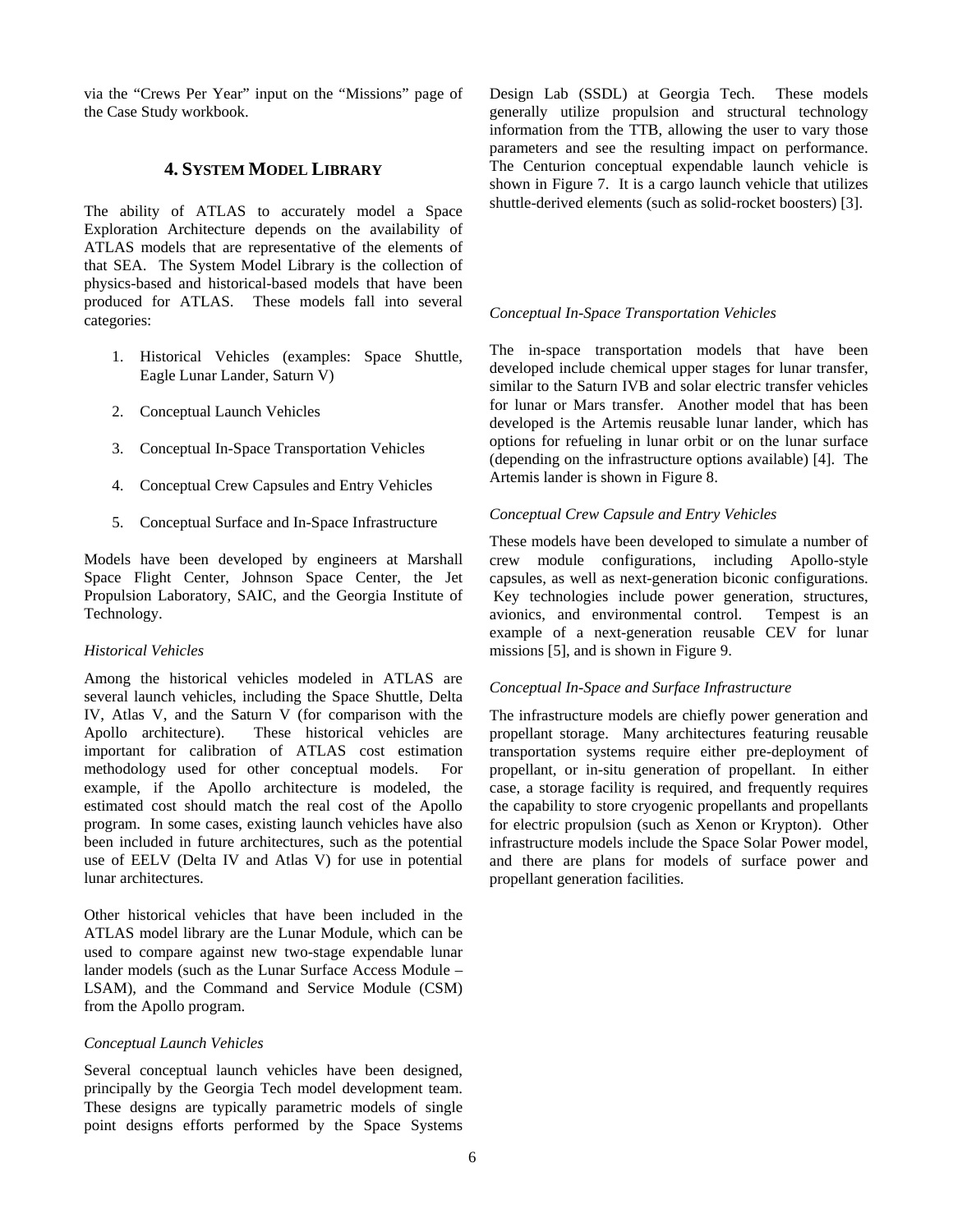via the "Crews Per Year" input on the "Missions" page of the Case Study workbook.

## 4. SYSTEM MODEL LIBRARY

The ability of ATLAS to accurately model a Space Exploration Architecture depends on the availability of ATLAS models that are representative of the elements of that SEA. The System Model Library is the collection of physics-based and historical-based models that have been produced for ATLAS. These models fall into several categories:

1. Historical Vehicles (examples: Space Shuttle, Eagle Lunar Lander, Saturn V)
2. Conceptual Launch Vehicles
3. Conceptual In-Space Transportation Vehicles
4. Conceptual Crew Capsules and Entry Vehicles
5. Conceptual Surface and In-Space Infrastructure

Models have been developed by engineers at Marshall Space Flight Center, Johnson Space Center, the Jet Propulsion Laboratory, SAIC, and the Georgia Institute of Technology.

*Historical Vehicles*

Among the historical vehicles modeled in ATLAS are several launch vehicles, including the Space Shuttle, Delta IV, Atlas V, and the Saturn V (for comparison with the Apollo architecture). These historical vehicles are important for calibration of ATLAS cost estimation methodology used for other conceptual models. For example, if the Apollo architecture is modeled, the estimated cost should match the real cost of the Apollo program. In some cases, existing launch vehicles have also been included in future architectures, such as the potential use of EELV (Delta IV and Atlas V) for use in potential lunar architectures.

Other historical vehicles that have been included in the ATLAS model library are the Lunar Module, which can be used to compare against new two-stage expendable lunar lander models (such as the Lunar Surface Access Module – LSAM), and the Command and Service Module (CSM) from the Apollo program.

*Conceptual Launch Vehicles*

Several conceptual launch vehicles have been designed, principally by the Georgia Tech model development team. These designs are typically parametric models of single point designs efforts performed by the Space Systems Design Lab (SSDL) at Georgia Tech. These models generally utilize propulsion and structural technology information from the TTB, allowing the user to vary those parameters and see the resulting impact on performance. The Centurion conceptual expendable launch vehicle is shown in Figure 7. It is a cargo launch vehicle that utilizes shuttle-derived elements (such as solid-rocket boosters) [3].

*Conceptual In-Space Transportation Vehicles*

The in-space transportation models that have been developed include chemical upper stages for lunar transfer, similar to the Saturn IVB and solar electric transfer vehicles for lunar or Mars transfer. Another model that has been developed is the Artemis reusable lunar lander, which has options for refueling in lunar orbit or on the lunar surface (depending on the infrastructure options available) [4]. The Artemis lander is shown in Figure 8.

*Conceptual Crew Capsule and Entry Vehicles*

These models have been developed to simulate a number of crew module configurations, including Apollo-style capsules, as well as next-generation biconic configurations. Key technologies include power generation, structures, avionics, and environmental control. Tempest is an example of a next-generation reusable CEV for lunar missions [5], and is shown in Figure 9.

*Conceptual In-Space and Surface Infrastructure*

The infrastructure models are chiefly power generation and propellant storage. Many architectures featuring reusable transportation systems require either pre-deployment of propellant, or in-situ generation of propellant. In either case, a storage facility is required, and frequently requires the capability to store cryogenic propellants and propellants for electric propulsion (such as Xenon or Krypton). Other infrastructure models include the Space Solar Power model, and there are plans for models of surface power and propellant generation facilities.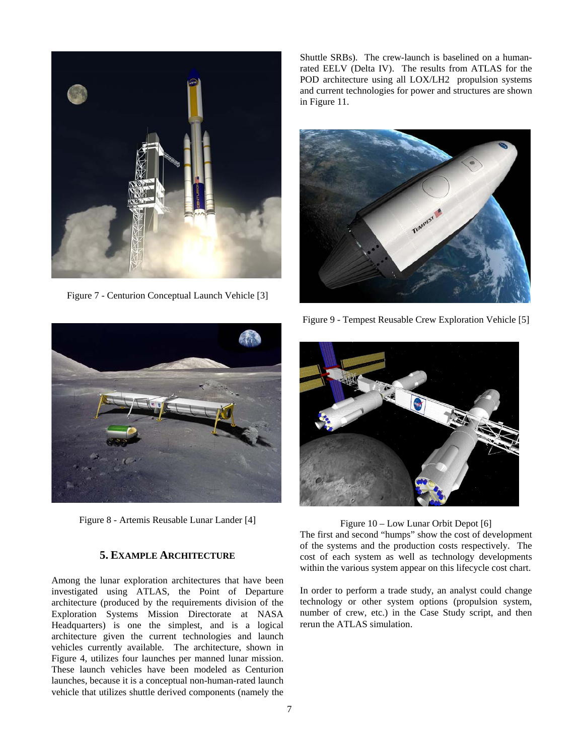Figure 7 - Centurion Conceptual Launch Vehicle [3]

Figure 8 - Artemis Reusable Lunar Lander [4]

## 5. Example Architecture

Among the lunar exploration architectures that have been investigated using ATLAS, the Point of Departure architecture (produced by the requirements division of the Exploration Systems Mission Directorate at NASA Headquarters) is one the simplest, and is a logical architecture given the current technologies and launch vehicles currently available. The architecture, shown in Figure 4, utilizes four launches per manned lunar mission. These launch vehicles have been modeled as Centurion launches, because it is a conceptual non-human-rated launch vehicle that utilizes shuttle derived components (namely the Shuttle SRBs). The crew-launch is baselined on a human-rated EELV (Delta IV). The results from ATLAS for the POD architecture using all LOX/LH2 propulsion systems and current technologies for power and structures are shown in Figure 11.

Figure 9 - Tempest Reusable Crew Exploration Vehicle [5]

Figure 10 – Low Lunar Orbit Depot [6]

The first and second "humps" show the cost of development of the systems and the production costs respectively. The cost of each system as well as technology developments within the various system appear on this lifecycle cost chart.

In order to perform a trade study, an analyst could change technology or other system options (propulsion system, number of crew, etc.) in the Case Study script, and then rerun the ATLAS simulation.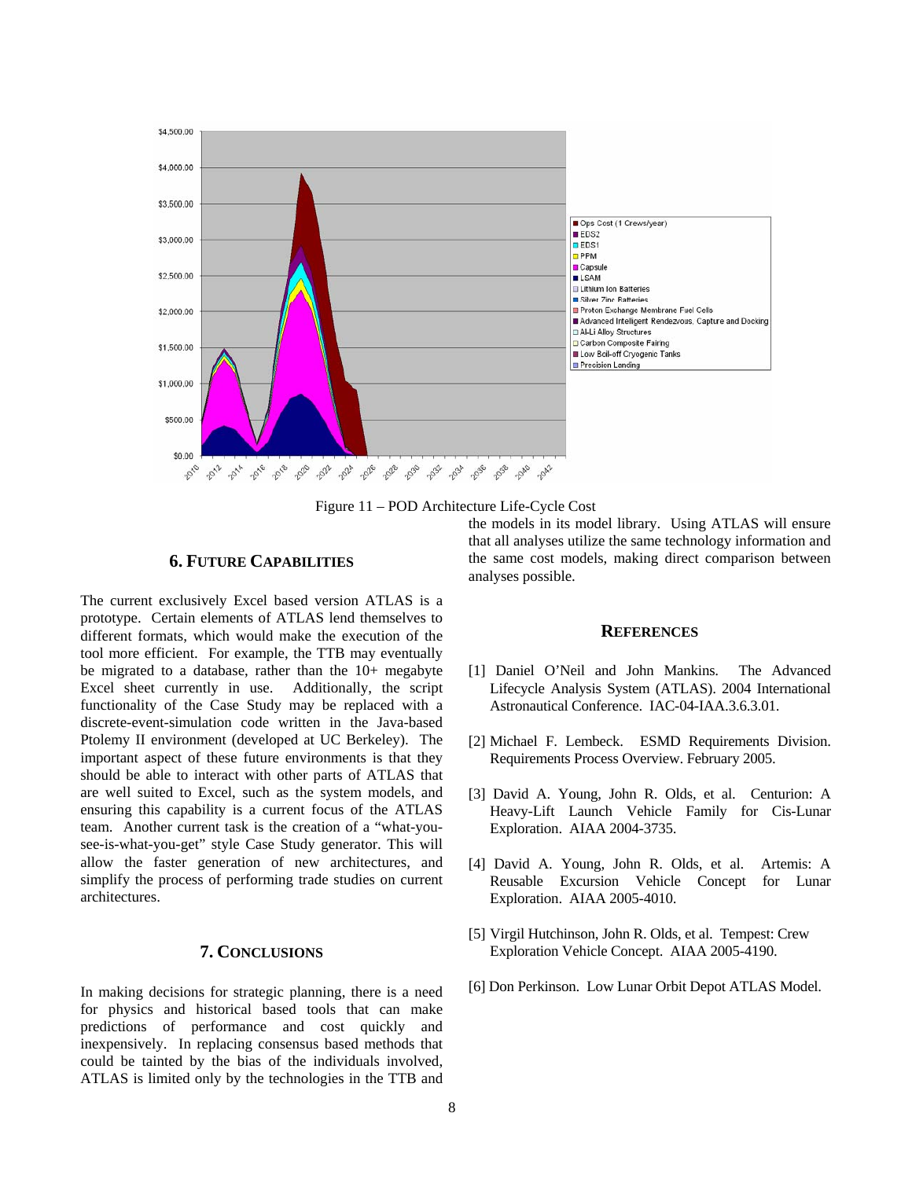Figure 11 – POD Architecture Life-Cycle Cost

## 6. Future Capabilities

The current exclusively Excel based version ATLAS is a prototype. Certain elements of ATLAS lend themselves to different formats, which would make the execution of the tool more efficient. For example, the TTB may eventually be migrated to a database, rather than the 10+ megabyte Excel sheet currently in use. Additionally, the script functionality of the Case Study may be replaced with a discrete-event-simulation code written in the Java-based Ptolemy II environment (developed at UC Berkeley). The important aspect of these future environments is that they should be able to interact with other parts of ATLAS that are well suited to Excel, such as the system models, and ensuring this capability is a current focus of the ATLAS team. Another current task is the creation of a "what-you-see-is-what-you-get" style Case Study generator. This will allow the faster generation of new architectures, and simplify the process of performing trade studies on current architectures.

## 7. Conclusions

In making decisions for strategic planning, there is a need for physics and historical based tools that can make predictions of performance and cost quickly and inexpensively. In replacing consensus based methods that could be tainted by the bias of the individuals involved, ATLAS is limited only by the technologies in the TTB and the models in its model library. Using ATLAS will ensure that all analyses utilize the same technology information and the same cost models, making direct comparison between analyses possible.

## References

[1] Daniel O'Neil and John Mankins. The Advanced Lifecycle Analysis System (ATLAS). 2004 International Astronautical Conference. IAC-04-IAA.3.6.3.01.

[2] Michael F. Lembeck. ESMD Requirements Division. Requirements Process Overview. February 2005.

[3] David A. Young, John R. Olds, et al. Centurion: A Heavy-Lift Launch Vehicle Family for Cis-Lunar Exploration. AIAA 2004-3735.

[4] David A. Young, John R. Olds, et al. Artemis: A Reusable Excursion Vehicle Concept for Lunar Exploration. AIAA 2005-4010.

[5] Virgil Hutchinson, John R. Olds, et al. Tempest: Crew Exploration Vehicle Concept. AIAA 2005-4190.

[6] Don Perkinson. Low Lunar Orbit Depot ATLAS Model.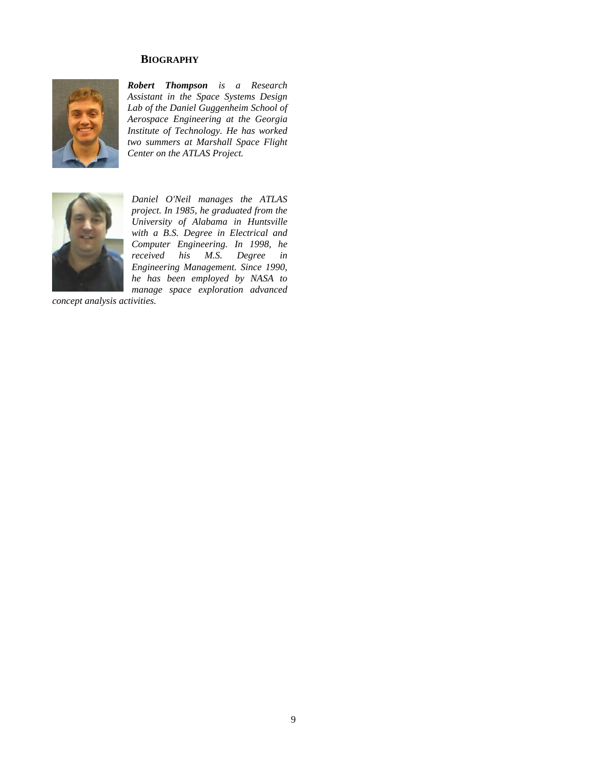**BIOGRAPHY**

***Robert Thompson*** *is a Research Assistant in the Space Systems Design Lab of the Daniel Guggenheim School of Aerospace Engineering at the Georgia Institute of Technology. He has worked two summers at Marshall Space Flight Center on the ATLAS Project.*

*Daniel O'Neil manages the ATLAS project. In 1985, he graduated from the University of Alabama in Huntsville with a B.S. Degree in Electrical and Computer Engineering. In 1998, he received his M.S. Degree in Engineering Management. Since 1990, he has been employed by NASA to manage space exploration advanced concept analysis activities.*